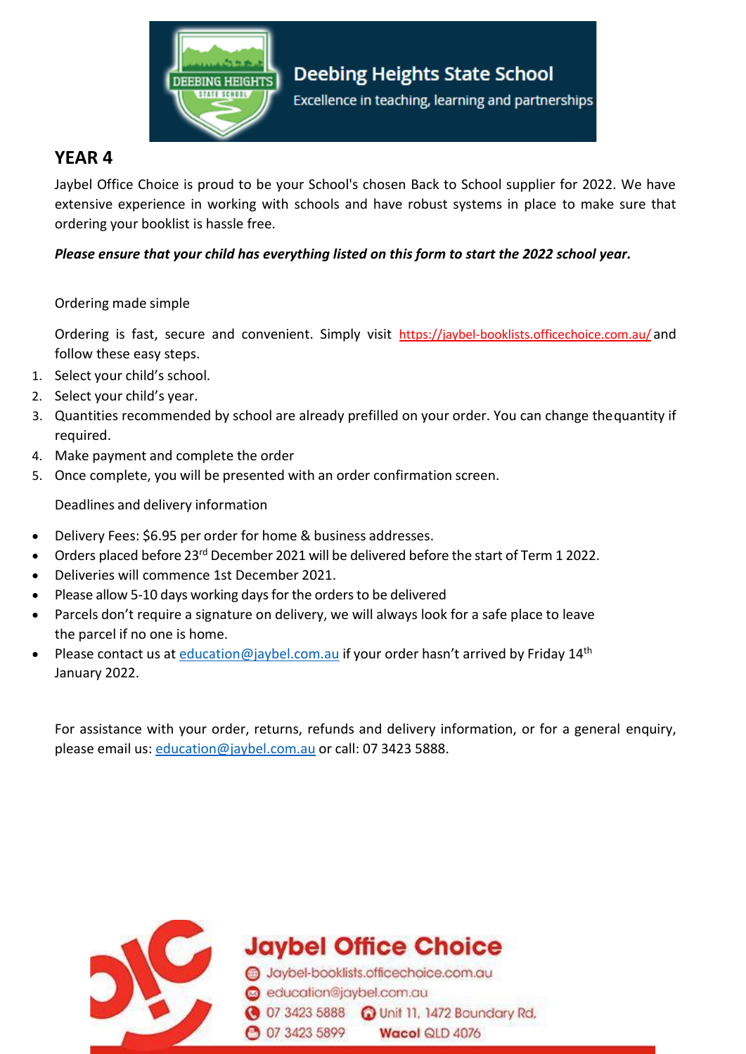Deebing Heights State School

Excellence in teaching, learning and partnerships

## YEAR 4

Jaybel Office Choice is proud to be your School's chosen Back to School supplier for 2022. We have extensive experience in working with schools and have robust systems in place to make sure that ordering your booklist is hassle free.

***Please ensure that your child has everything listed on this form to start the 2022 school year.***

Ordering made simple

Ordering is fast, secure and convenient. Simply visit https://jaybel-booklists.officechoice.com.au/ and follow these easy steps.

1. Select your child's school.
2. Select your child's year.
3. Quantities recommended by school are already prefilled on your order. You can change thequantity if required.
4. Make payment and complete the order
5. Once complete, you will be presented with an order confirmation screen.

Deadlines and delivery information

- Delivery Fees: $6.95 per order for home & business addresses.
- Orders placed before 23rd December 2021 will be delivered before the start of Term 1 2022.
- Deliveries will commence 1st December 2021.
- Please allow 5-10 days working days for the orders to be delivered
- Parcels don't require a signature on delivery, we will always look for a safe place to leave the parcel if no one is home.
- Please contact us at education@jaybel.com.au if your order hasn't arrived by Friday 14th January 2022.

For assistance with your order, returns, refunds and delivery information, or for a general enquiry, please email us: education@jaybel.com.au or call: 07 3423 5888.

Jaybel Office Choice

Jaybel-booklists.officechoice.com.au

education@jaybel.com.au

07 3423 5888 Unit 11, 1472 Boundary Rd, Wacol QLD 4076

07 3423 5899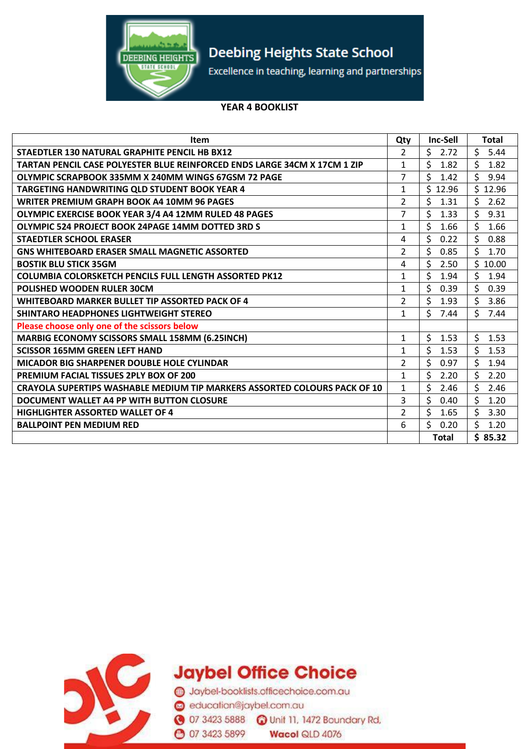# Deebing Heights State School

Excellence in teaching, learning and partnerships

## YEAR 4 BOOKLIST

| Item | Qty | Inc-Sell | Total |
|---|---|---|---|
| STAEDTLER 130 NATURAL GRAPHITE PENCIL HB BX12 | 2 | $ 2.72 | $ 5.44 |
| TARTAN PENCIL CASE POLYESTER BLUE REINFORCED ENDS LARGE 34CM X 17CM 1 ZIP | 1 | $ 1.82 | $ 1.82 |
| OLYMPIC SCRAPBOOK 335MM X 240MM WINGS 67GSM 72 PAGE | 7 | $ 1.42 | $ 9.94 |
| TARGETING HANDWRITING QLD STUDENT BOOK YEAR 4 | 1 | $ 12.96 | $ 12.96 |
| WRITER PREMIUM GRAPH BOOK A4 10MM 96 PAGES | 2 | $ 1.31 | $ 2.62 |
| OLYMPIC EXERCISE BOOK YEAR 3/4 A4 12MM RULED 48 PAGES | 7 | $ 1.33 | $ 9.31 |
| OLYMPIC 524 PROJECT BOOK 24PAGE 14MM DOTTED 3RD S | 1 | $ 1.66 | $ 1.66 |
| STAEDTLER SCHOOL ERASER | 4 | $ 0.22 | $ 0.88 |
| GNS WHITEBOARD ERASER SMALL MAGNETIC ASSORTED | 2 | $ 0.85 | $ 1.70 |
| BOSTIK BLU STICK 35GM | 4 | $ 2.50 | $ 10.00 |
| COLUMBIA COLORSKETCH PENCILS FULL LENGTH ASSORTED PK12 | 1 | $ 1.94 | $ 1.94 |
| POLISHED WOODEN RULER 30CM | 1 | $ 0.39 | $ 0.39 |
| WHITEBOARD MARKER BULLET TIP ASSORTED PACK OF 4 | 2 | $ 1.93 | $ 3.86 |
| SHINTARO HEADPHONES LIGHTWEIGHT STEREO | 1 | $ 7.44 | $ 7.44 |
| Please choose only one of the scissors below | | | |
| MARBIG ECONOMY SCISSORS SMALL 158MM (6.25INCH) | 1 | $ 1.53 | $ 1.53 |
| SCISSOR 165MM GREEN LEFT HAND | 1 | $ 1.53 | $ 1.53 |
| MICADOR BIG SHARPENER DOUBLE HOLE CYLINDAR | 2 | $ 0.97 | $ 1.94 |
| PREMIUM FACIAL TISSUES 2PLY BOX OF 200 | 1 | $ 2.20 | $ 2.20 |
| CRAYOLA SUPERTIPS WASHABLE MEDIUM TIP MARKERS ASSORTED COLOURS PACK OF 10 | 1 | $ 2.46 | $ 2.46 |
| DOCUMENT WALLET A4 PP WITH BUTTON CLOSURE | 3 | $ 0.40 | $ 1.20 |
| HIGHLIGHTER ASSORTED WALLET OF 4 | 2 | $ 1.65 | $ 3.30 |
| BALLPOINT PEN MEDIUM RED | 6 | $ 0.20 | $ 1.20 |
| | | **Total** | **$ 85.32** |

**Jaybel Office Choice**

Jaybel-booklists.officechoice.com.au

education@jaybel.com.au

07 3423 5888

Unit 11, 1472 Boundary Rd, Wacol QLD 4076

07 3423 5899